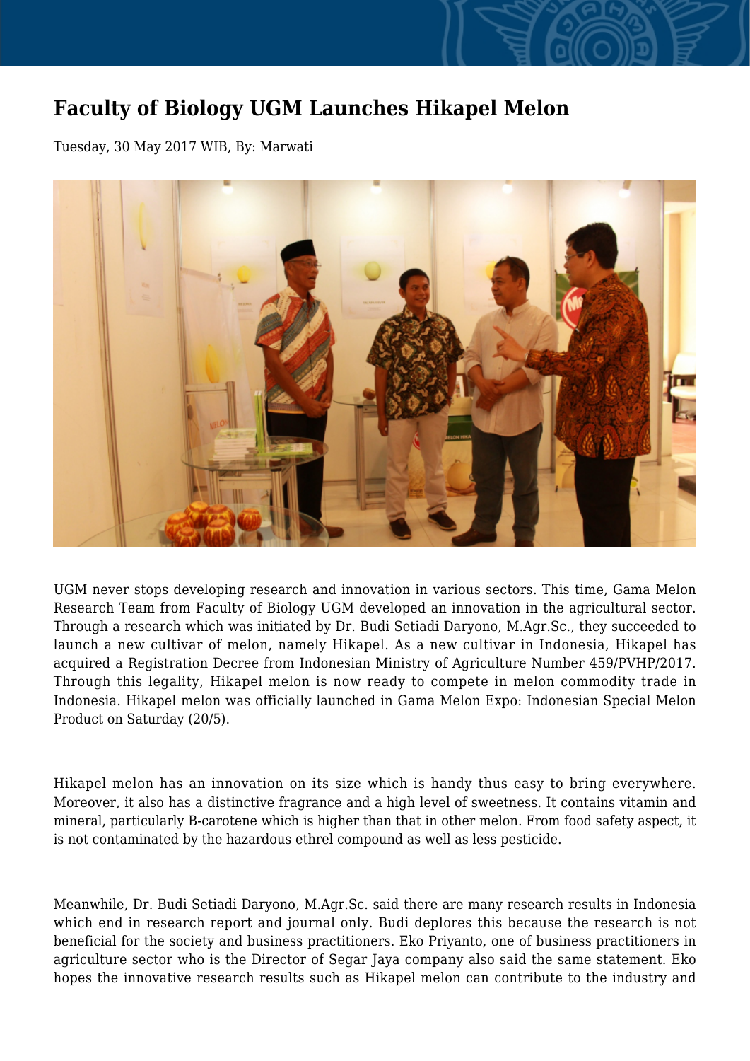# Faculty of Biology UGM Launches Hikapel Melon

Tuesday, 30 May 2017 WIB, By: Marwati

UGM never stops developing research and innovation in various sectors. This time, Gama Melon Research Team from Faculty of Biology UGM developed an innovation in the agricultural sector. Through a research which was initiated by Dr. Budi Setiadi Daryono, M.Agr.Sc., they succeeded to launch a new cultivar of melon, namely Hikapel. As a new cultivar in Indonesia, Hikapel has acquired a Registration Decree from Indonesian Ministry of Agriculture Number 459/PVHP/2017. Through this legality, Hikapel melon is now ready to compete in melon commodity trade in Indonesia. Hikapel melon was officially launched in Gama Melon Expo: Indonesian Special Melon Product on Saturday (20/5).

Hikapel melon has an innovation on its size which is handy thus easy to bring everywhere. Moreover, it also has a distinctive fragrance and a high level of sweetness. It contains vitamin and mineral, particularly B-carotene which is higher than that in other melon. From food safety aspect, it is not contaminated by the hazardous ethrel compound as well as less pesticide.

Meanwhile, Dr. Budi Setiadi Daryono, M.Agr.Sc. said there are many research results in Indonesia which end in research report and journal only. Budi deplores this because the research is not beneficial for the society and business practitioners. Eko Priyanto, one of business practitioners in agriculture sector who is the Director of Segar Jaya company also said the same statement. Eko hopes the innovative research results such as Hikapel melon can contribute to the industry and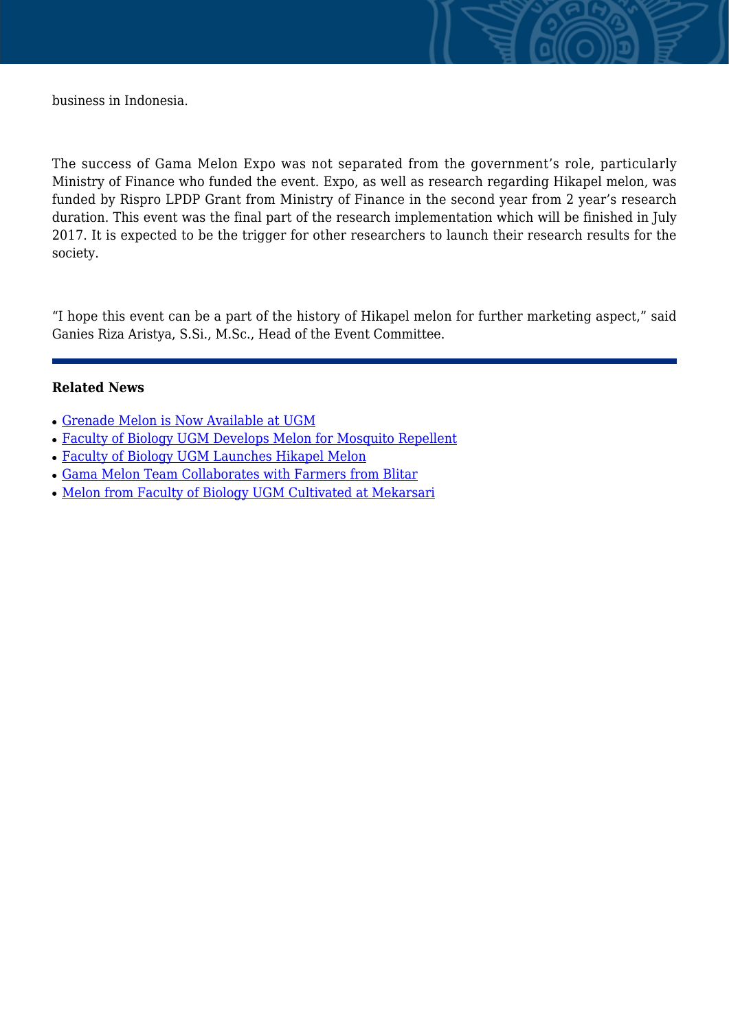business in Indonesia.

The success of Gama Melon Expo was not separated from the government's role, particularly Ministry of Finance who funded the event. Expo, as well as research regarding Hikapel melon, was funded by Rispro LPDP Grant from Ministry of Finance in the second year from 2 year's research duration. This event was the final part of the research implementation which will be finished in July 2017. It is expected to be the trigger for other researchers to launch their research results for the society.

"I hope this event can be a part of the history of Hikapel melon for further marketing aspect," said Ganies Riza Aristya, S.Si., M.Sc., Head of the Event Committee.

---

**Related News**

- Grenade Melon is Now Available at UGM
- Faculty of Biology UGM Develops Melon for Mosquito Repellent
- Faculty of Biology UGM Launches Hikapel Melon
- Gama Melon Team Collaborates with Farmers from Blitar
- Melon from Faculty of Biology UGM Cultivated at Mekarsari